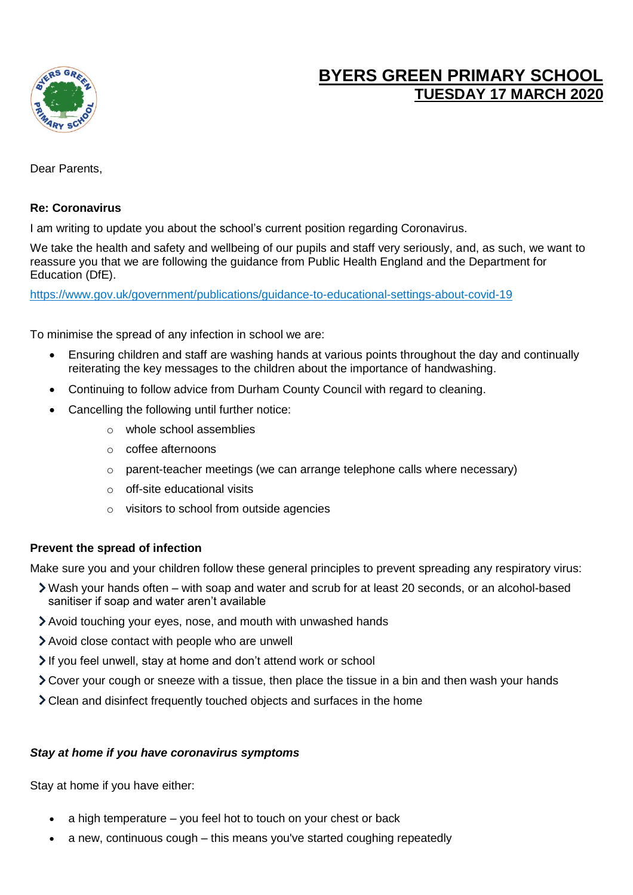# BYERS GREEN PRIMARY SCHOOL

## TUESDAY 17 MARCH 2020

Dear Parents,

**Re: Coronavirus**

I am writing to update you about the school's current position regarding Coronavirus.

We take the health and safety and wellbeing of our pupils and staff very seriously, and, as such, we want to reassure you that we are following the guidance from Public Health England and the Department for Education (DfE).

https://www.gov.uk/government/publications/guidance-to-educational-settings-about-covid-19

To minimise the spread of any infection in school we are:

- Ensuring children and staff are washing hands at various points throughout the day and continually reiterating the key messages to the children about the importance of handwashing.
- Continuing to follow advice from Durham County Council with regard to cleaning.
- Cancelling the following until further notice:
  - whole school assemblies
  - coffee afternoons
  - parent-teacher meetings (we can arrange telephone calls where necessary)
  - off-site educational visits
  - visitors to school from outside agencies

**Prevent the spread of infection**

Make sure you and your children follow these general principles to prevent spreading any respiratory virus:

- Wash your hands often – with soap and water and scrub for at least 20 seconds, or an alcohol-based sanitiser if soap and water aren't available
- Avoid touching your eyes, nose, and mouth with unwashed hands
- Avoid close contact with people who are unwell
- If you feel unwell, stay at home and don't attend work or school
- Cover your cough or sneeze with a tissue, then place the tissue in a bin and then wash your hands
- Clean and disinfect frequently touched objects and surfaces in the home

***Stay at home if you have coronavirus symptoms***

Stay at home if you have either:

- a high temperature – you feel hot to touch on your chest or back
- a new, continuous cough – this means you've started coughing repeatedly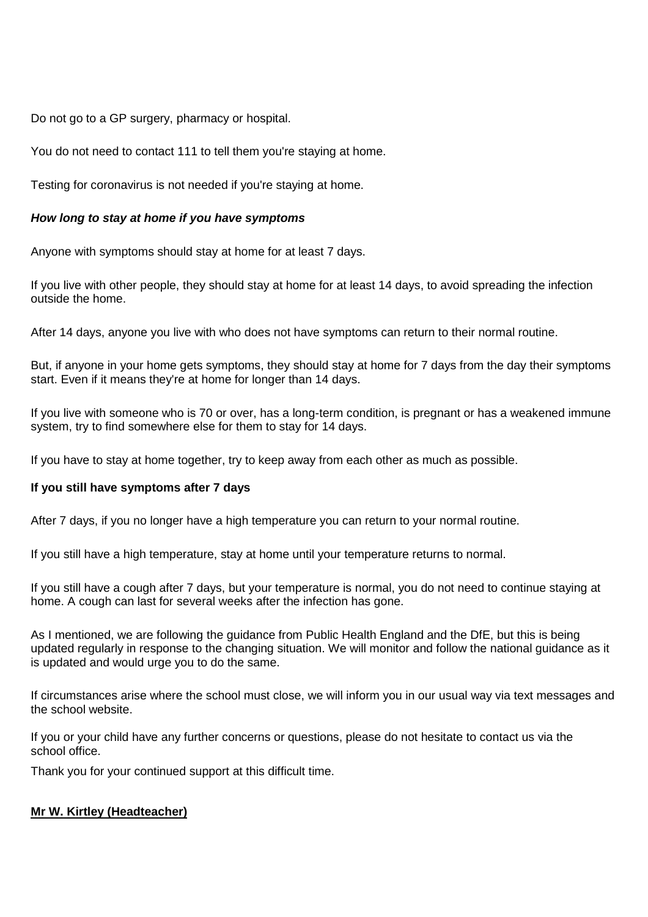Do not go to a GP surgery, pharmacy or hospital.

You do not need to contact 111 to tell them you're staying at home.

Testing for coronavirus is not needed if you're staying at home.

***How long to stay at home if you have symptoms***

Anyone with symptoms should stay at home for at least 7 days.

If you live with other people, they should stay at home for at least 14 days, to avoid spreading the infection outside the home.

After 14 days, anyone you live with who does not have symptoms can return to their normal routine.

But, if anyone in your home gets symptoms, they should stay at home for 7 days from the day their symptoms start. Even if it means they're at home for longer than 14 days.

If you live with someone who is 70 or over, has a long-term condition, is pregnant or has a weakened immune system, try to find somewhere else for them to stay for 14 days.

If you have to stay at home together, try to keep away from each other as much as possible.

**If you still have symptoms after 7 days**

After 7 days, if you no longer have a high temperature you can return to your normal routine.

If you still have a high temperature, stay at home until your temperature returns to normal.

If you still have a cough after 7 days, but your temperature is normal, you do not need to continue staying at home. A cough can last for several weeks after the infection has gone.

As I mentioned, we are following the guidance from Public Health England and the DfE, but this is being updated regularly in response to the changing situation. We will monitor and follow the national guidance as it is updated and would urge you to do the same.

If circumstances arise where the school must close, we will inform you in our usual way via text messages and the school website.

If you or your child have any further concerns or questions, please do not hesitate to contact us via the school office.

Thank you for your continued support at this difficult time.

**Mr W. Kirtley (Headteacher)**